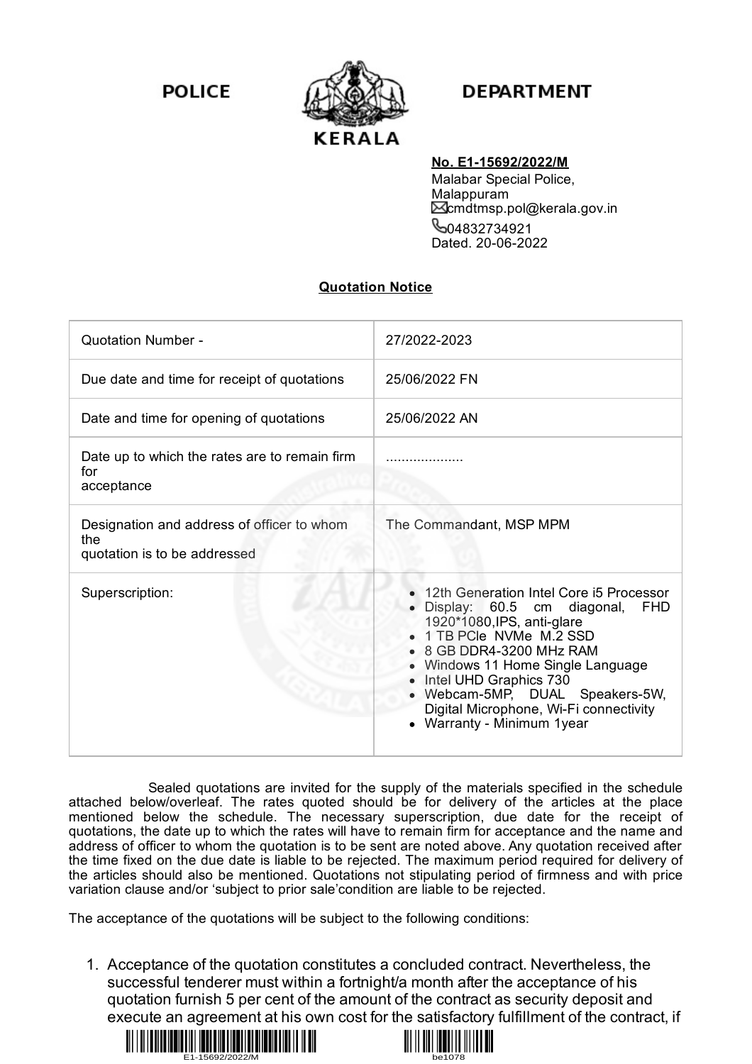**POLICE** **KERALA** **DEPARTMENT**

**No. E1-15692/2022/M**
Malabar Special Police,
Malappuram
cmdtmsp.pol@kerala.gov.in
04832734921
Dated. 20-06-2022

## Quotation Notice

| | |
|---|---|
| Quotation Number - | 27/2022-2023 |
| Due date and time for receipt of quotations | 25/06/2022 FN |
| Date and time for opening of quotations | 25/06/2022 AN |
| Date up to which the rates are to remain firm for acceptance | .................... |
| Designation and address of officer to whom the quotation is to be addressed | The Commandant, MSP MPM |
| Superscription: | • 12th Generation Intel Core i5 Processor<br>• Display: 60.5 cm diagonal, FHD 1920*1080,IPS, anti-glare<br>• 1 TB PCIe NVMe M.2 SSD<br>• 8 GB DDR4-3200 MHz RAM<br>• Windows 11 Home Single Language<br>• Intel UHD Graphics 730<br>• Webcam-5MP, DUAL Speakers-5W, Digital Microphone, Wi-Fi connectivity<br>• Warranty - Minimum 1year |

Sealed quotations are invited for the supply of the materials specified in the schedule attached below/overleaf. The rates quoted should be for delivery of the articles at the place mentioned below the schedule. The necessary superscription, due date for the receipt of quotations, the date up to which the rates will have to remain firm for acceptance and the name and address of officer to whom the quotation is to be sent are noted above. Any quotation received after the time fixed on the due date is liable to be rejected. The maximum period required for delivery of the articles should also be mentioned. Quotations not stipulating period of firmness and with price variation clause and/or 'subject to prior sale'condition are liable to be rejected.

The acceptance of the quotations will be subject to the following conditions:

1. Acceptance of the quotation constitutes a concluded contract. Nevertheless, the successful tenderer must within a fortnight/a month after the acceptance of his quotation furnish 5 per cent of the amount of the contract as security deposit and execute an agreement at his own cost for the satisfactory fulfillment of the contract, if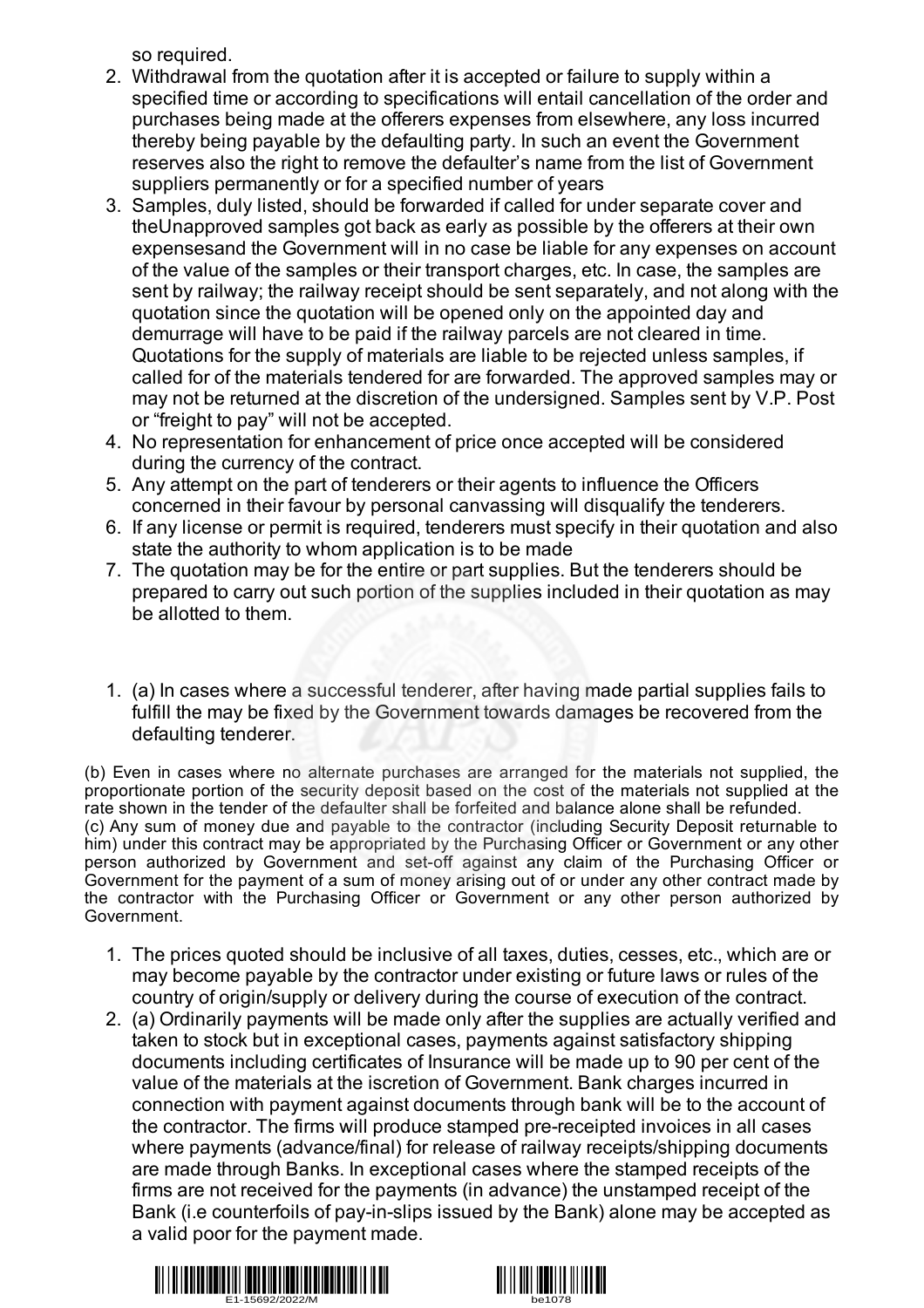so required.

2. Withdrawal from the quotation after it is accepted or failure to supply within a specified time or according to specifications will entail cancellation of the order and purchases being made at the offerers expenses from elsewhere, any loss incurred thereby being payable by the defaulting party. In such an event the Government reserves also the right to remove the defaulter's name from the list of Government suppliers permanently or for a specified number of years
3. Samples, duly listed, should be forwarded if called for under separate cover and theUnapproved samples got back as early as possible by the offerers at their own expensesand the Government will in no case be liable for any expenses on account of the value of the samples or their transport charges, etc. In case, the samples are sent by railway; the railway receipt should be sent separately, and not along with the quotation since the quotation will be opened only on the appointed day and demurrage will have to be paid if the railway parcels are not cleared in time. Quotations for the supply of materials are liable to be rejected unless samples, if called for of the materials tendered for are forwarded. The approved samples may or may not be returned at the discretion of the undersigned. Samples sent by V.P. Post or "freight to pay" will not be accepted.
4. No representation for enhancement of price once accepted will be considered during the currency of the contract.
5. Any attempt on the part of tenderers or their agents to influence the Officers concerned in their favour by personal canvassing will disqualify the tenderers.
6. If any license or permit is required, tenderers must specify in their quotation and also state the authority to whom application is to be made
7. The quotation may be for the entire or part supplies. But the tenderers should be prepared to carry out such portion of the supplies included in their quotation as may be allotted to them.

1. (a) In cases where a successful tenderer, after having made partial supplies fails to fulfill the may be fixed by the Government towards damages be recovered from the defaulting tenderer.

(b) Even in cases where no alternate purchases are arranged for the materials not supplied, the proportionate portion of the security deposit based on the cost of the materials not supplied at the rate shown in the tender of the defaulter shall be forfeited and balance alone shall be refunded.
(c) Any sum of money due and payable to the contractor (including Security Deposit returnable to him) under this contract may be appropriated by the Purchasing Officer or Government or any other person authorized by Government and set-off against any claim of the Purchasing Officer or Government for the payment of a sum of money arising out of or under any other contract made by the contractor with the Purchasing Officer or Government or any other person authorized by Government.

1. The prices quoted should be inclusive of all taxes, duties, cesses, etc., which are or may become payable by the contractor under existing or future laws or rules of the country of origin/supply or delivery during the course of execution of the contract.
2. (a) Ordinarily payments will be made only after the supplies are actually verified and taken to stock but in exceptional cases, payments against satisfactory shipping documents including certificates of Insurance will be made up to 90 per cent of the value of the materials at the iscretion of Government. Bank charges incurred in connection with payment against documents through bank will be to the account of the contractor. The firms will produce stamped pre-receipted invoices in all cases where payments (advance/final) for release of railway receipts/shipping documents are made through Banks. In exceptional cases where the stamped receipts of the firms are not received for the payments (in advance) the unstamped receipt of the Bank (i.e counterfoils of pay-in-slips issued by the Bank) alone may be accepted as a valid poor for the payment made.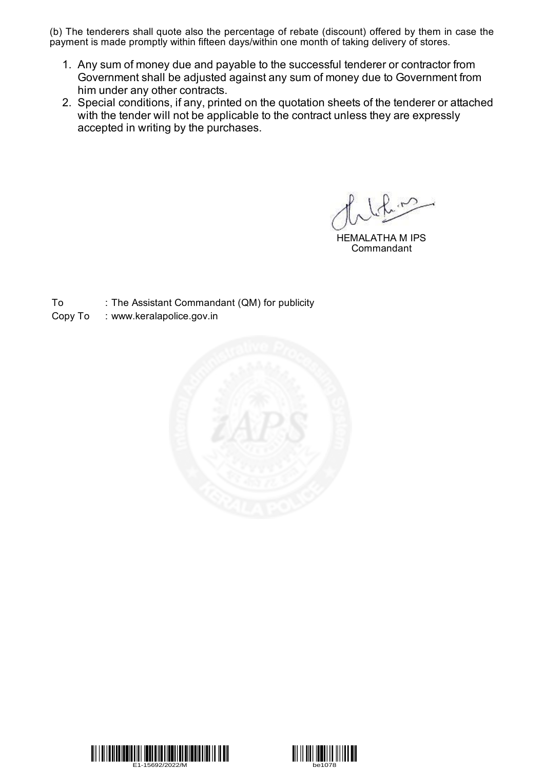(b) The tenderers shall quote also the percentage of rebate (discount) offered by them in case the payment is made promptly within fifteen days/within one month of taking delivery of stores.

1. Any sum of money due and payable to the successful tenderer or contractor from Government shall be adjusted against any sum of money due to Government from him under any other contracts.
2. Special conditions, if any, printed on the quotation sheets of the tenderer or attached with the tender will not be applicable to the contract unless they are expressly accepted in writing by the purchases.

HEMALATHA M IPS
Commandant

To : The Assistant Commandant (QM) for publicity
Copy To : www.keralapolice.gov.in

E1-15692/2022/M

be1078